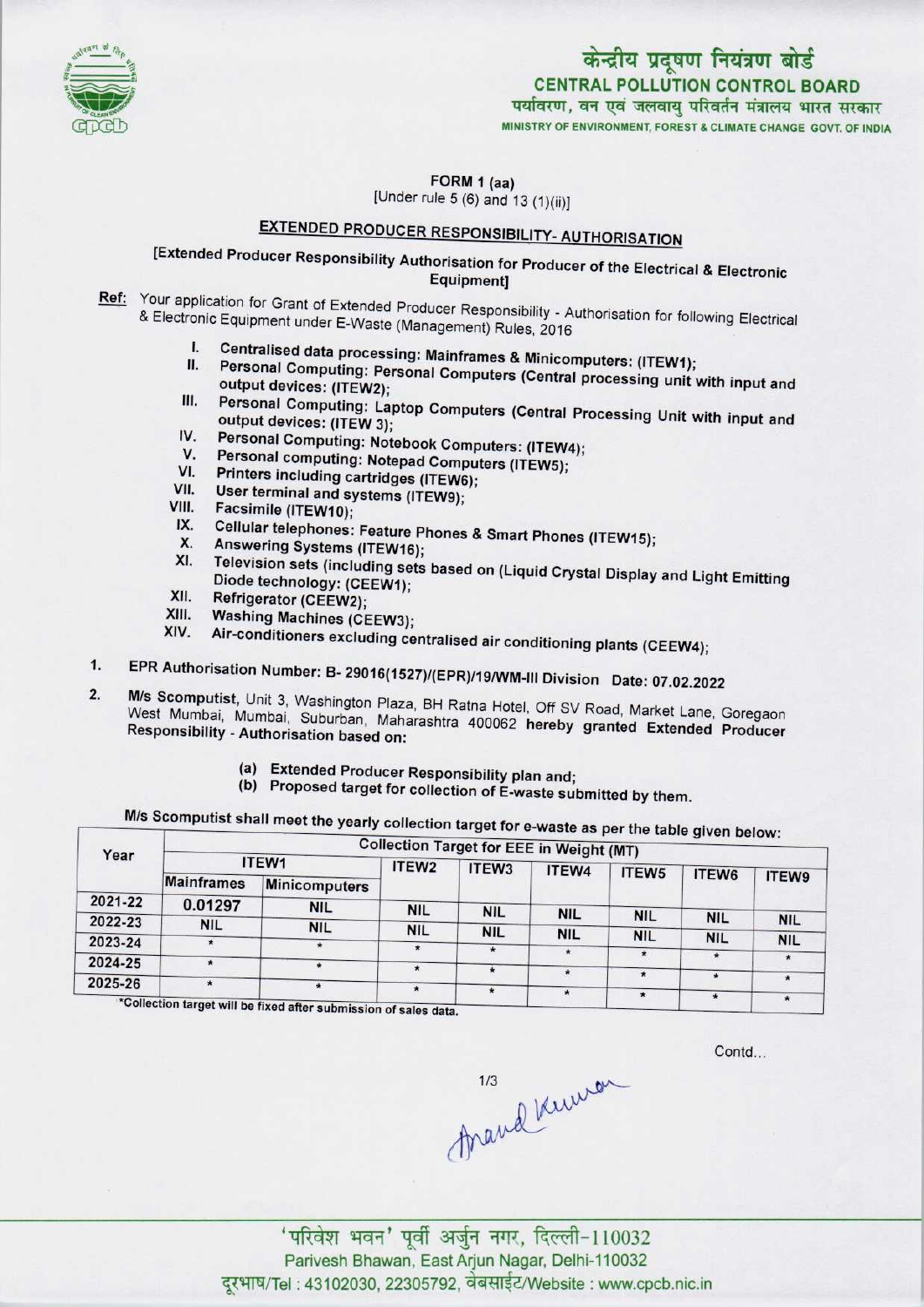केन्द्रीय प्रदूषण नियंत्रण बोर्ड
**CENTRAL POLLUTION CONTROL BOARD**
पर्यावरण, वन एवं जलवायु परिवर्तन मंत्रालय भारत सरकार
MINISTRY OF ENVIRONMENT, FOREST & CLIMATE CHANGE GOVT. OF INDIA

**FORM 1 (aa)**
[Under rule 5 (6) and 13 (1)(ii)]

## EXTENDED PRODUCER RESPONSIBILITY- AUTHORISATION

[Extended Producer Responsibility Authorisation for Producer of the Electrical & Electronic Equipment]

**Ref:** Your application for Grant of Extended Producer Responsibility - Authorisation for following Electrical & Electronic Equipment under E-Waste (Management) Rules, 2016

I. Centralised data processing: Mainframes & Minicomputers: (ITEW1);
II. Personal Computing: Personal Computers (Central processing unit with input and output devices: (ITEW2);
III. Personal Computing: Laptop Computers (Central Processing Unit with input and output devices: (ITEW 3);
IV. Personal Computing: Notebook Computers: (ITEW4);
V. Personal computing: Notepad Computers (ITEW5);
VI. Printers including cartridges (ITEW6);
VII. User terminal and systems (ITEW9);
VIII. Facsimile (ITEW10);
IX. Cellular telephones: Feature Phones & Smart Phones (ITEW15);
X. Answering Systems (ITEW16);
XI. Television sets (including sets based on (Liquid Crystal Display and Light Emitting Diode technology: (CEEW1);
XII. Refrigerator (CEEW2);
XIII. Washing Machines (CEEW3);
XIV. Air-conditioners excluding centralised air conditioning plants (CEEW4);

1. EPR Authorisation Number: B- 29016(1527)/(EPR)/19/WM-III Division Date: 07.02.2022

2. M/s Scomputist, Unit 3, Washington Plaza, BH Ratna Hotel, Off SV Road, Market Lane, Goregaon West Mumbai, Mumbai, Suburban, Maharashtra 400062 hereby granted Extended Producer Responsibility - Authorisation based on:

   (a) Extended Producer Responsibility plan and;
   (b) Proposed target for collection of E-waste submitted by them.

M/s Scomputist shall meet the yearly collection target for e-waste as per the table given below:

| Year | Collection Target for EEE in Weight (MT) | | | | | | | |
|---|---|---|---|---|---|---|---|---|
| | ITEW1 | | ITEW2 | ITEW3 | ITEW4 | ITEW5 | ITEW6 | ITEW9 |
| | Mainframes | Minicomputers | | | | | | |
| 2021-22 | 0.01297 | NIL | NIL | NIL | NIL | NIL | NIL | NIL |
| 2022-23 | NIL | NIL | NIL | NIL | NIL | NIL | NIL | NIL |
| 2023-24 | * | * | * | * | * | * | * | * |
| 2024-25 | * | * | * | * | * | * | * | * |
| 2025-26 | * | * | * | * | * | * | * | * |

*Collection target will be fixed after submission of sales data.

Contd...

'परिवेश भवन' पूर्वी अर्जुन नगर, दिल्ली-110032
Parivesh Bhawan, East Arjun Nagar, Delhi-110032
दूरभाष/Tel : 43102030, 22305792, वेबसाईट/Website : www.cpcb.nic.in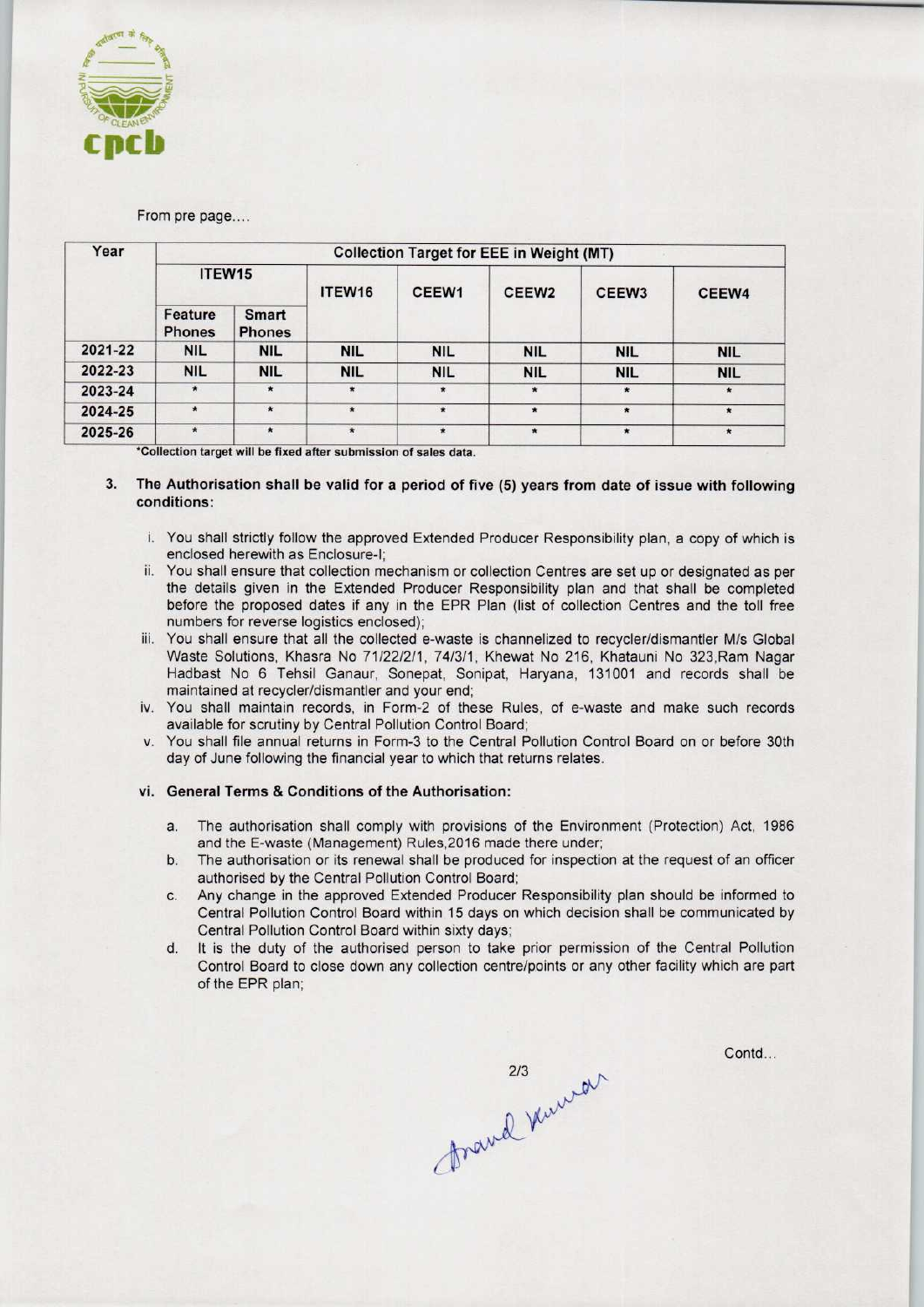From pre page....

| Year | Collection Target for EEE in Weight (MT) | | | | | | |
|---|---|---|---|---|---|---|---|
| | ITEW15 | | ITEW16 | CEEW1 | CEEW2 | CEEW3 | CEEW4 |
| | Feature Phones | Smart Phones | | | | | |
| 2021-22 | NIL | NIL | NIL | NIL | NIL | NIL | NIL |
| 2022-23 | NIL | NIL | NIL | NIL | NIL | NIL | NIL |
| 2023-24 | * | * | * | * | * | * | * |
| 2024-25 | * | * | * | * | * | * | * |
| 2025-26 | * | * | * | * | * | * | * |

*Collection target will be fixed after submission of sales data.

3. **The Authorisation shall be valid for a period of five (5) years from date of issue with following conditions:**

   i. You shall strictly follow the approved Extended Producer Responsibility plan, a copy of which is enclosed herewith as Enclosure-I;

   ii. You shall ensure that collection mechanism or collection Centres are set up or designated as per the details given in the Extended Producer Responsibility plan and that shall be completed before the proposed dates if any in the EPR Plan (list of collection Centres and the toll free numbers for reverse logistics enclosed);

   iii. You shall ensure that all the collected e-waste is channelized to recycler/dismantler M/s Global Waste Solutions, Khasra No 71/22/2/1, 74/3/1, Khewat No 216, Khatauni No 323,Ram Nagar Hadbast No 6 Tehsil Ganaur, Sonepat, Sonipat, Haryana, 131001 and records shall be maintained at recycler/dismantler and your end;

   iv. You shall maintain records, in Form-2 of these Rules, of e-waste and make such records available for scrutiny by Central Pollution Control Board;

   v. You shall file annual returns in Form-3 to the Central Pollution Control Board on or before 30th day of June following the financial year to which that returns relates.

   vi. **General Terms & Conditions of the Authorisation:**

      a. The authorisation shall comply with provisions of the Environment (Protection) Act, 1986 and the E-waste (Management) Rules,2016 made there under;

      b. The authorisation or its renewal shall be produced for inspection at the request of an officer authorised by the Central Pollution Control Board;

      c. Any change in the approved Extended Producer Responsibility plan should be informed to Central Pollution Control Board within 15 days on which decision shall be communicated by Central Pollution Control Board within sixty days;

      d. It is the duty of the authorised person to take prior permission of the Central Pollution Control Board to close down any collection centre/points or any other facility which are part of the EPR plan;

Contd...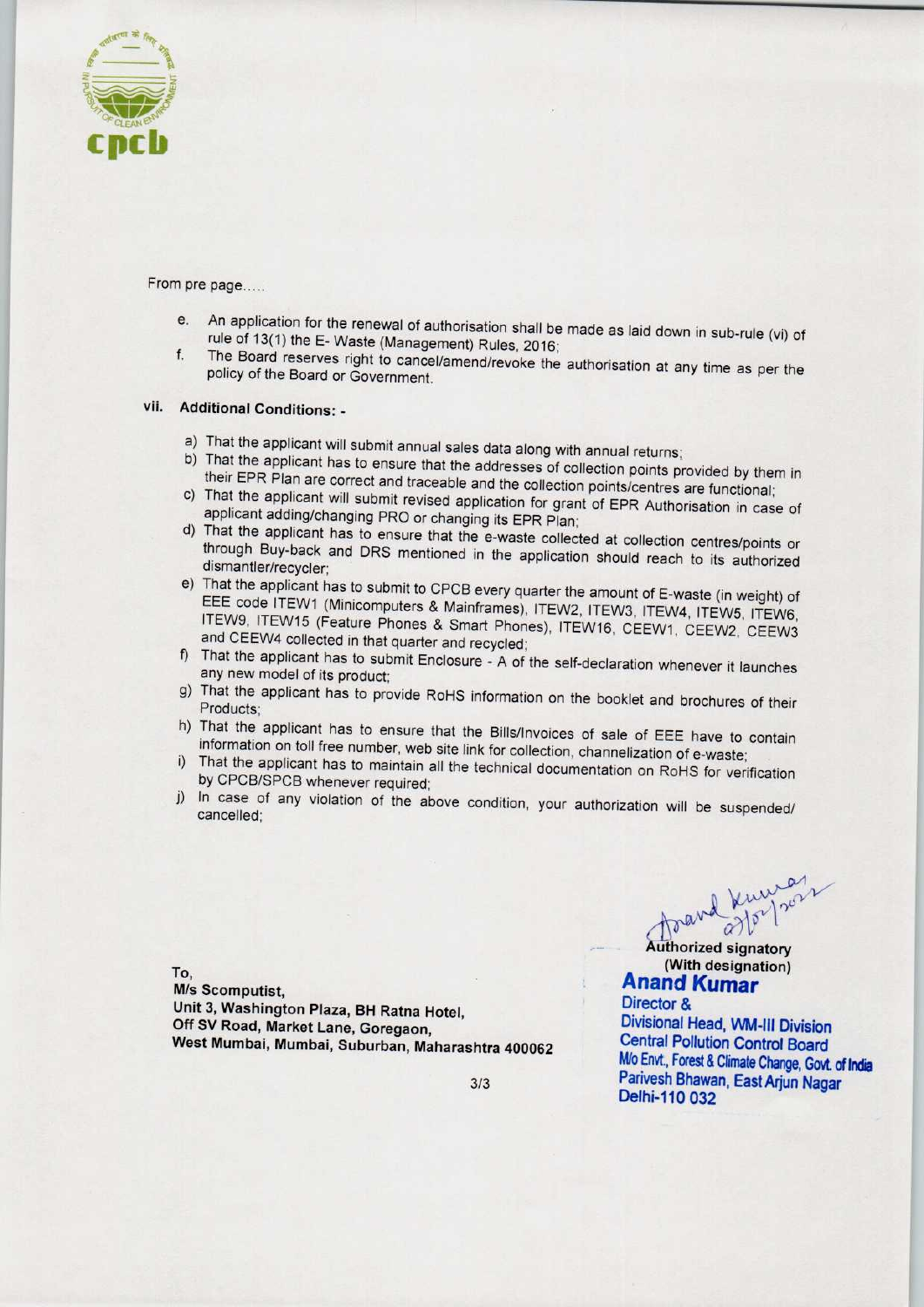From pre page.....

e. An application for the renewal of authorisation shall be made as laid down in sub-rule (vi) of rule of 13(1) the E- Waste (Management) Rules, 2016;
f. The Board reserves right to cancel/amend/revoke the authorisation at any time as per the policy of the Board or Government.

### vii. Additional Conditions: -

a) That the applicant will submit annual sales data along with annual returns;
b) That the applicant has to ensure that the addresses of collection points provided by them in their EPR Plan are correct and traceable and the collection points/centres are functional;
c) That the applicant will submit revised application for grant of EPR Authorisation in case of applicant adding/changing PRO or changing its EPR Plan;
d) That the applicant has to ensure that the e-waste collected at collection centres/points or through Buy-back and DRS mentioned in the application should reach to its authorized dismantler/recycler;
e) That the applicant has to submit to CPCB every quarter the amount of E-waste (in weight) of EEE code ITEW1 (Minicomputers & Mainframes), ITEW2, ITEW3, ITEW4, ITEW5, ITEW6, ITEW9, ITEW15 (Feature Phones & Smart Phones), ITEW16, CEEW1, CEEW2, CEEW3 and CEEW4 collected in that quarter and recycled;
f) That the applicant has to submit Enclosure - A of the self-declaration whenever it launches any new model of its product;
g) That the applicant has to provide RoHS information on the booklet and brochures of their Products;
h) That the applicant has to ensure that the Bills/Invoices of sale of EEE have to contain information on toll free number, web site link for collection, channelization of e-waste;
i) That the applicant has to maintain all the technical documentation on RoHS for verification by CPCB/SPCB whenever required;
j) In case of any violation of the above condition, your authorization will be suspended/ cancelled;

Anand Kumar 27/01/2022

Authorized signatory
(With designation)

**Anand Kumar**
Director &
Divisional Head, WM-III Division
Central Pollution Control Board
M/o Envt., Forest & Climate Change, Govt. of India
Parivesh Bhawan, East Arjun Nagar
Delhi-110 032

To,
M/s Scomputist,
Unit 3, Washington Plaza, BH Ratna Hotel,
Off SV Road, Market Lane, Goregaon,
West Mumbai, Mumbai, Suburban, Maharashtra 400062